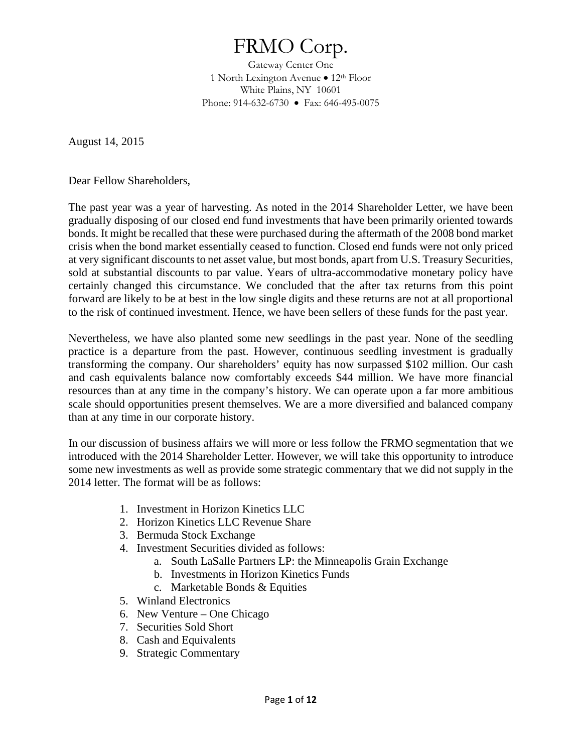# FRMO Corp.

Gateway Center One
1 North Lexington Avenue • 12th Floor
White Plains, NY 10601
Phone: 914-632-6730 • Fax: 646-495-0075

August 14, 2015

Dear Fellow Shareholders,

The past year was a year of harvesting. As noted in the 2014 Shareholder Letter, we have been gradually disposing of our closed end fund investments that have been primarily oriented towards bonds. It might be recalled that these were purchased during the aftermath of the 2008 bond market crisis when the bond market essentially ceased to function. Closed end funds were not only priced at very significant discounts to net asset value, but most bonds, apart from U.S. Treasury Securities, sold at substantial discounts to par value. Years of ultra-accommodative monetary policy have certainly changed this circumstance. We concluded that the after tax returns from this point forward are likely to be at best in the low single digits and these returns are not at all proportional to the risk of continued investment. Hence, we have been sellers of these funds for the past year.

Nevertheless, we have also planted some new seedlings in the past year. None of the seedling practice is a departure from the past. However, continuous seedling investment is gradually transforming the company. Our shareholders' equity has now surpassed $102 million. Our cash and cash equivalents balance now comfortably exceeds $44 million. We have more financial resources than at any time in the company's history. We can operate upon a far more ambitious scale should opportunities present themselves. We are a more diversified and balanced company than at any time in our corporate history.

In our discussion of business affairs we will more or less follow the FRMO segmentation that we introduced with the 2014 Shareholder Letter. However, we will take this opportunity to introduce some new investments as well as provide some strategic commentary that we did not supply in the 2014 letter. The format will be as follows:

1. Investment in Horizon Kinetics LLC
2. Horizon Kinetics LLC Revenue Share
3. Bermuda Stock Exchange
4. Investment Securities divided as follows:
    a. South LaSalle Partners LP: the Minneapolis Grain Exchange
    b. Investments in Horizon Kinetics Funds
    c. Marketable Bonds & Equities
5. Winland Electronics
6. New Venture – One Chicago
7. Securities Sold Short
8. Cash and Equivalents
9. Strategic Commentary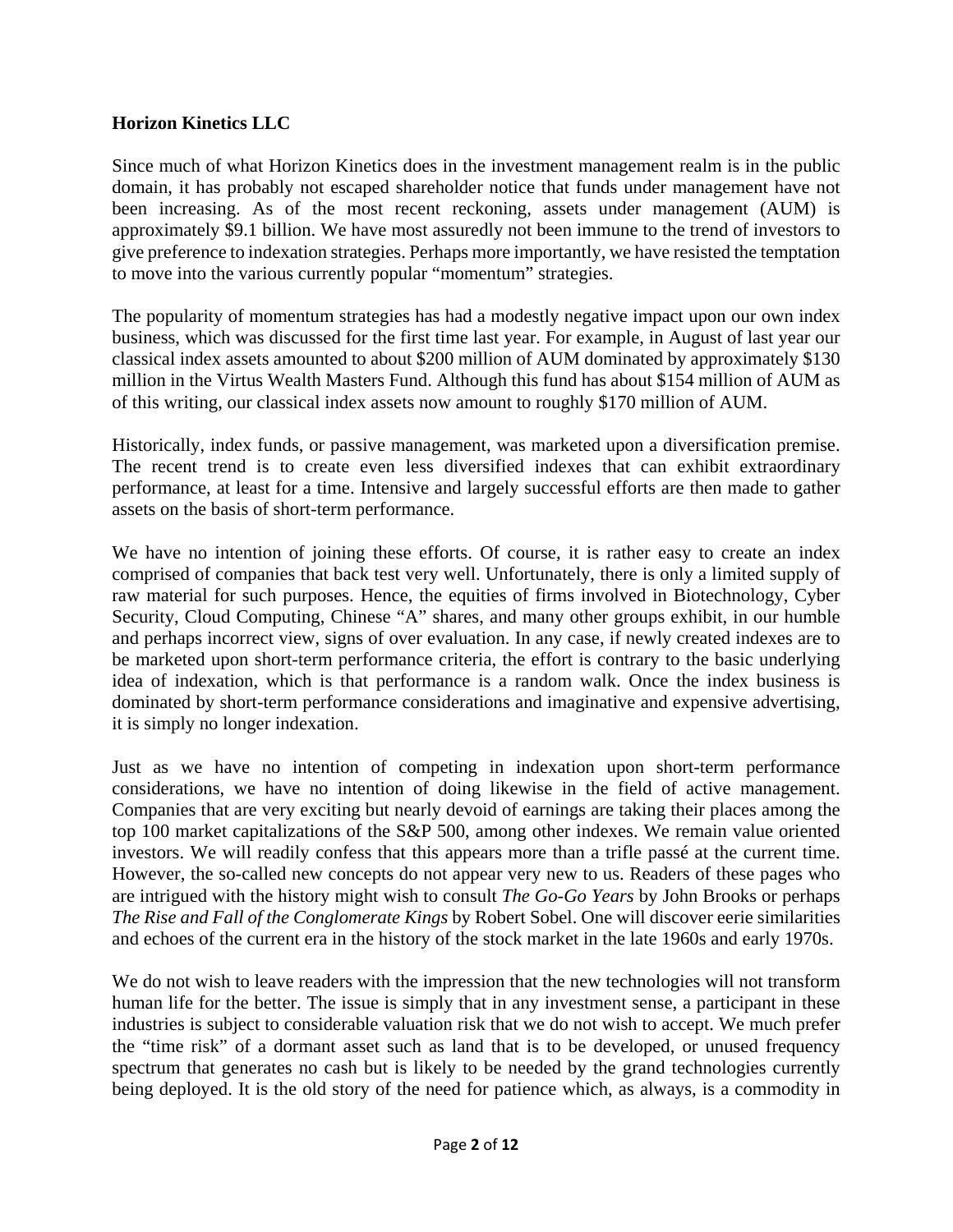**Horizon Kinetics LLC**

Since much of what Horizon Kinetics does in the investment management realm is in the public domain, it has probably not escaped shareholder notice that funds under management have not been increasing. As of the most recent reckoning, assets under management (AUM) is approximately $9.1 billion. We have most assuredly not been immune to the trend of investors to give preference to indexation strategies. Perhaps more importantly, we have resisted the temptation to move into the various currently popular "momentum" strategies.

The popularity of momentum strategies has had a modestly negative impact upon our own index business, which was discussed for the first time last year. For example, in August of last year our classical index assets amounted to about $200 million of AUM dominated by approximately $130 million in the Virtus Wealth Masters Fund. Although this fund has about $154 million of AUM as of this writing, our classical index assets now amount to roughly $170 million of AUM.

Historically, index funds, or passive management, was marketed upon a diversification premise. The recent trend is to create even less diversified indexes that can exhibit extraordinary performance, at least for a time. Intensive and largely successful efforts are then made to gather assets on the basis of short-term performance.

We have no intention of joining these efforts. Of course, it is rather easy to create an index comprised of companies that back test very well. Unfortunately, there is only a limited supply of raw material for such purposes. Hence, the equities of firms involved in Biotechnology, Cyber Security, Cloud Computing, Chinese "A" shares, and many other groups exhibit, in our humble and perhaps incorrect view, signs of over evaluation. In any case, if newly created indexes are to be marketed upon short-term performance criteria, the effort is contrary to the basic underlying idea of indexation, which is that performance is a random walk. Once the index business is dominated by short-term performance considerations and imaginative and expensive advertising, it is simply no longer indexation.

Just as we have no intention of competing in indexation upon short-term performance considerations, we have no intention of doing likewise in the field of active management. Companies that are very exciting but nearly devoid of earnings are taking their places among the top 100 market capitalizations of the S&P 500, among other indexes. We remain value oriented investors. We will readily confess that this appears more than a trifle passé at the current time. However, the so-called new concepts do not appear very new to us. Readers of these pages who are intrigued with the history might wish to consult *The Go-Go Years* by John Brooks or perhaps *The Rise and Fall of the Conglomerate Kings* by Robert Sobel. One will discover eerie similarities and echoes of the current era in the history of the stock market in the late 1960s and early 1970s.

We do not wish to leave readers with the impression that the new technologies will not transform human life for the better. The issue is simply that in any investment sense, a participant in these industries is subject to considerable valuation risk that we do not wish to accept. We much prefer the "time risk" of a dormant asset such as land that is to be developed, or unused frequency spectrum that generates no cash but is likely to be needed by the grand technologies currently being deployed. It is the old story of the need for patience which, as always, is a commodity in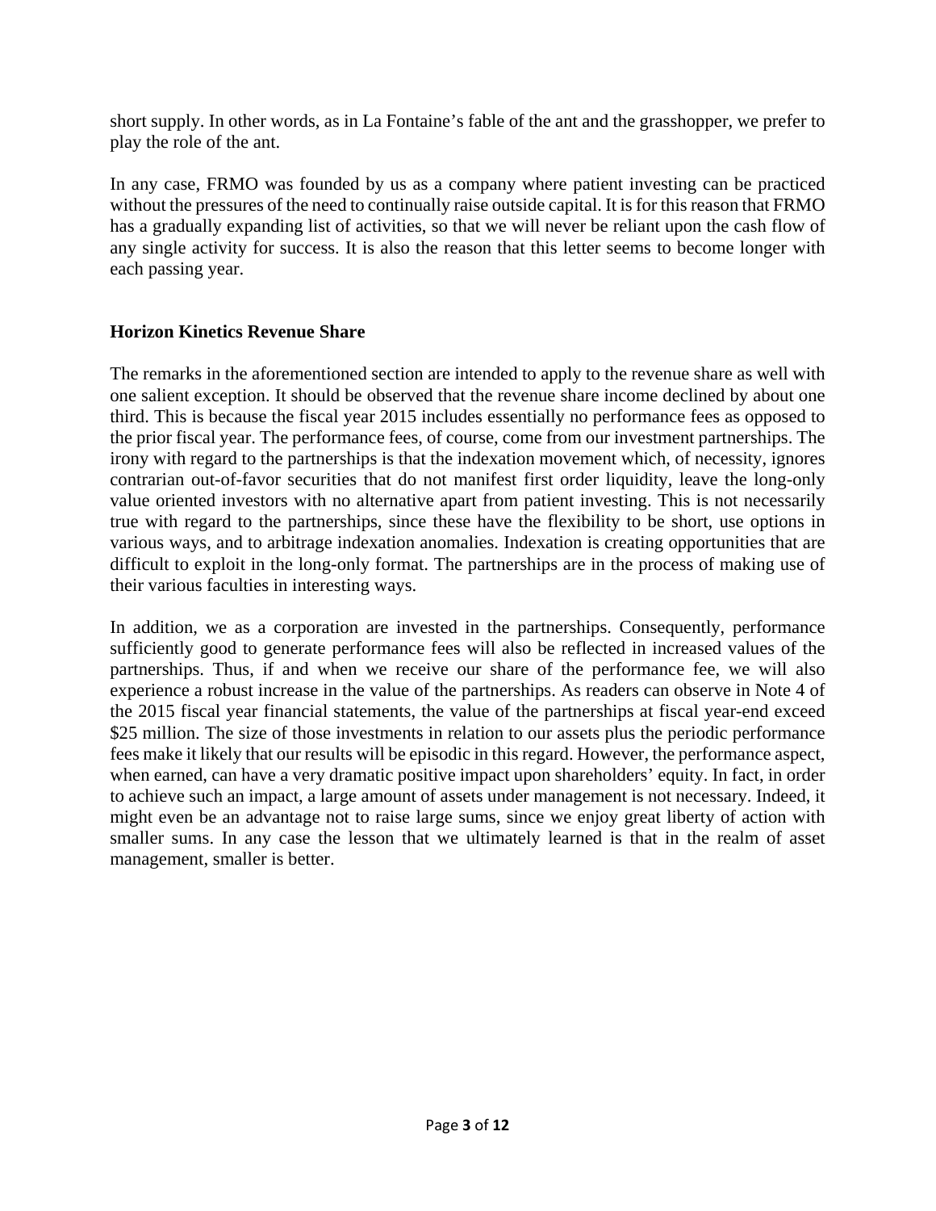short supply. In other words, as in La Fontaine's fable of the ant and the grasshopper, we prefer to play the role of the ant.

In any case, FRMO was founded by us as a company where patient investing can be practiced without the pressures of the need to continually raise outside capital. It is for this reason that FRMO has a gradually expanding list of activities, so that we will never be reliant upon the cash flow of any single activity for success. It is also the reason that this letter seems to become longer with each passing year.

## Horizon Kinetics Revenue Share

The remarks in the aforementioned section are intended to apply to the revenue share as well with one salient exception. It should be observed that the revenue share income declined by about one third. This is because the fiscal year 2015 includes essentially no performance fees as opposed to the prior fiscal year. The performance fees, of course, come from our investment partnerships. The irony with regard to the partnerships is that the indexation movement which, of necessity, ignores contrarian out-of-favor securities that do not manifest first order liquidity, leave the long-only value oriented investors with no alternative apart from patient investing. This is not necessarily true with regard to the partnerships, since these have the flexibility to be short, use options in various ways, and to arbitrage indexation anomalies. Indexation is creating opportunities that are difficult to exploit in the long-only format. The partnerships are in the process of making use of their various faculties in interesting ways.

In addition, we as a corporation are invested in the partnerships. Consequently, performance sufficiently good to generate performance fees will also be reflected in increased values of the partnerships. Thus, if and when we receive our share of the performance fee, we will also experience a robust increase in the value of the partnerships. As readers can observe in Note 4 of the 2015 fiscal year financial statements, the value of the partnerships at fiscal year-end exceed $25 million. The size of those investments in relation to our assets plus the periodic performance fees make it likely that our results will be episodic in this regard. However, the performance aspect, when earned, can have a very dramatic positive impact upon shareholders' equity. In fact, in order to achieve such an impact, a large amount of assets under management is not necessary. Indeed, it might even be an advantage not to raise large sums, since we enjoy great liberty of action with smaller sums. In any case the lesson that we ultimately learned is that in the realm of asset management, smaller is better.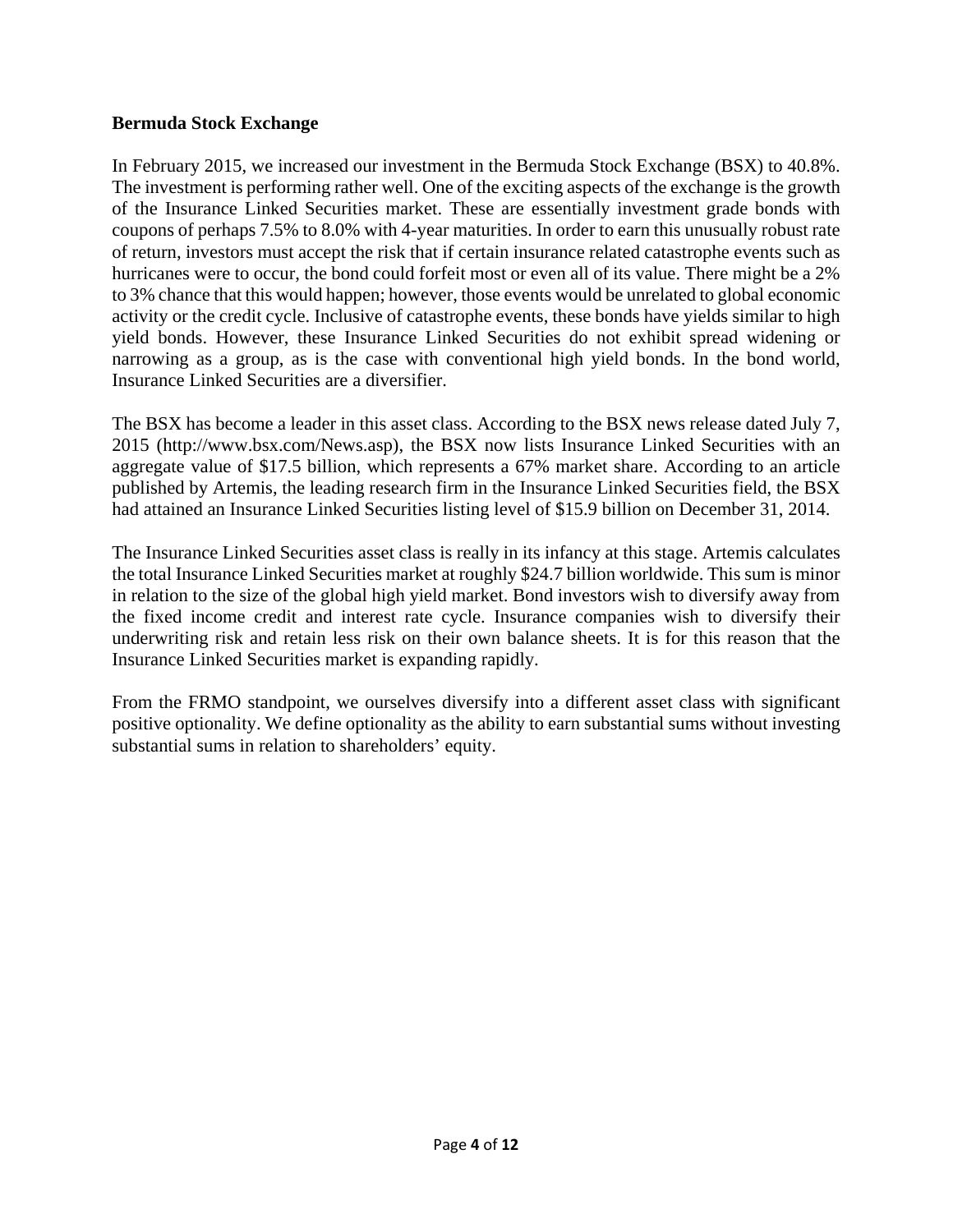**Bermuda Stock Exchange**

In February 2015, we increased our investment in the Bermuda Stock Exchange (BSX) to 40.8%. The investment is performing rather well. One of the exciting aspects of the exchange is the growth of the Insurance Linked Securities market. These are essentially investment grade bonds with coupons of perhaps 7.5% to 8.0% with 4-year maturities. In order to earn this unusually robust rate of return, investors must accept the risk that if certain insurance related catastrophe events such as hurricanes were to occur, the bond could forfeit most or even all of its value. There might be a 2% to 3% chance that this would happen; however, those events would be unrelated to global economic activity or the credit cycle. Inclusive of catastrophe events, these bonds have yields similar to high yield bonds. However, these Insurance Linked Securities do not exhibit spread widening or narrowing as a group, as is the case with conventional high yield bonds. In the bond world, Insurance Linked Securities are a diversifier.

The BSX has become a leader in this asset class. According to the BSX news release dated July 7, 2015 (http://www.bsx.com/News.asp), the BSX now lists Insurance Linked Securities with an aggregate value of $17.5 billion, which represents a 67% market share. According to an article published by Artemis, the leading research firm in the Insurance Linked Securities field, the BSX had attained an Insurance Linked Securities listing level of $15.9 billion on December 31, 2014.

The Insurance Linked Securities asset class is really in its infancy at this stage. Artemis calculates the total Insurance Linked Securities market at roughly $24.7 billion worldwide. This sum is minor in relation to the size of the global high yield market. Bond investors wish to diversify away from the fixed income credit and interest rate cycle. Insurance companies wish to diversify their underwriting risk and retain less risk on their own balance sheets. It is for this reason that the Insurance Linked Securities market is expanding rapidly.

From the FRMO standpoint, we ourselves diversify into a different asset class with significant positive optionality. We define optionality as the ability to earn substantial sums without investing substantial sums in relation to shareholders' equity.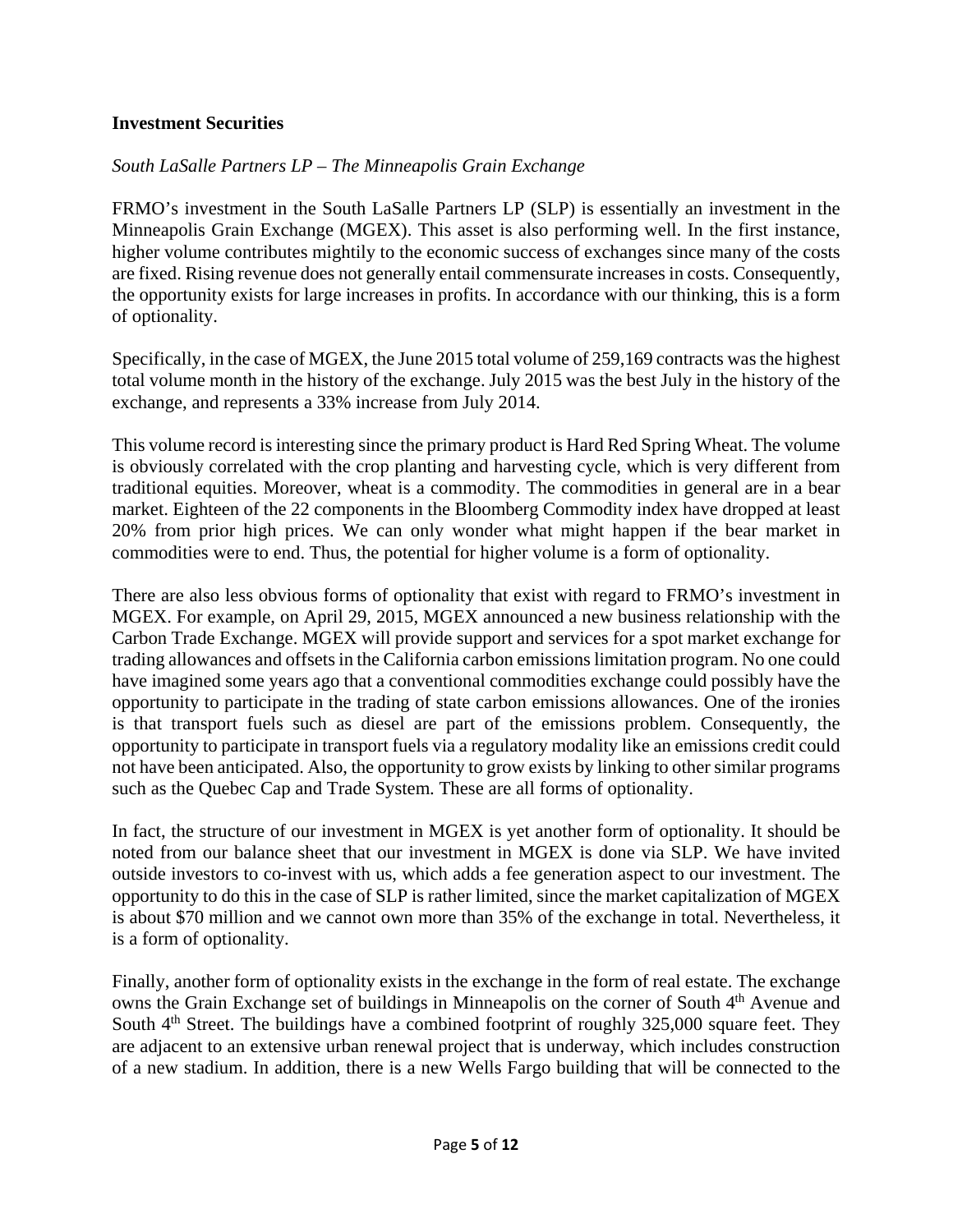## Investment Securities

*South LaSalle Partners LP – The Minneapolis Grain Exchange*

FRMO's investment in the South LaSalle Partners LP (SLP) is essentially an investment in the Minneapolis Grain Exchange (MGEX). This asset is also performing well. In the first instance, higher volume contributes mightily to the economic success of exchanges since many of the costs are fixed. Rising revenue does not generally entail commensurate increases in costs. Consequently, the opportunity exists for large increases in profits. In accordance with our thinking, this is a form of optionality.

Specifically, in the case of MGEX, the June 2015 total volume of 259,169 contracts was the highest total volume month in the history of the exchange. July 2015 was the best July in the history of the exchange, and represents a 33% increase from July 2014.

This volume record is interesting since the primary product is Hard Red Spring Wheat. The volume is obviously correlated with the crop planting and harvesting cycle, which is very different from traditional equities. Moreover, wheat is a commodity. The commodities in general are in a bear market. Eighteen of the 22 components in the Bloomberg Commodity index have dropped at least 20% from prior high prices. We can only wonder what might happen if the bear market in commodities were to end. Thus, the potential for higher volume is a form of optionality.

There are also less obvious forms of optionality that exist with regard to FRMO's investment in MGEX. For example, on April 29, 2015, MGEX announced a new business relationship with the Carbon Trade Exchange. MGEX will provide support and services for a spot market exchange for trading allowances and offsets in the California carbon emissions limitation program. No one could have imagined some years ago that a conventional commodities exchange could possibly have the opportunity to participate in the trading of state carbon emissions allowances. One of the ironies is that transport fuels such as diesel are part of the emissions problem. Consequently, the opportunity to participate in transport fuels via a regulatory modality like an emissions credit could not have been anticipated. Also, the opportunity to grow exists by linking to other similar programs such as the Quebec Cap and Trade System. These are all forms of optionality.

In fact, the structure of our investment in MGEX is yet another form of optionality. It should be noted from our balance sheet that our investment in MGEX is done via SLP. We have invited outside investors to co-invest with us, which adds a fee generation aspect to our investment. The opportunity to do this in the case of SLP is rather limited, since the market capitalization of MGEX is about $70 million and we cannot own more than 35% of the exchange in total. Nevertheless, it is a form of optionality.

Finally, another form of optionality exists in the exchange in the form of real estate. The exchange owns the Grain Exchange set of buildings in Minneapolis on the corner of South 4th Avenue and South 4th Street. The buildings have a combined footprint of roughly 325,000 square feet. They are adjacent to an extensive urban renewal project that is underway, which includes construction of a new stadium. In addition, there is a new Wells Fargo building that will be connected to the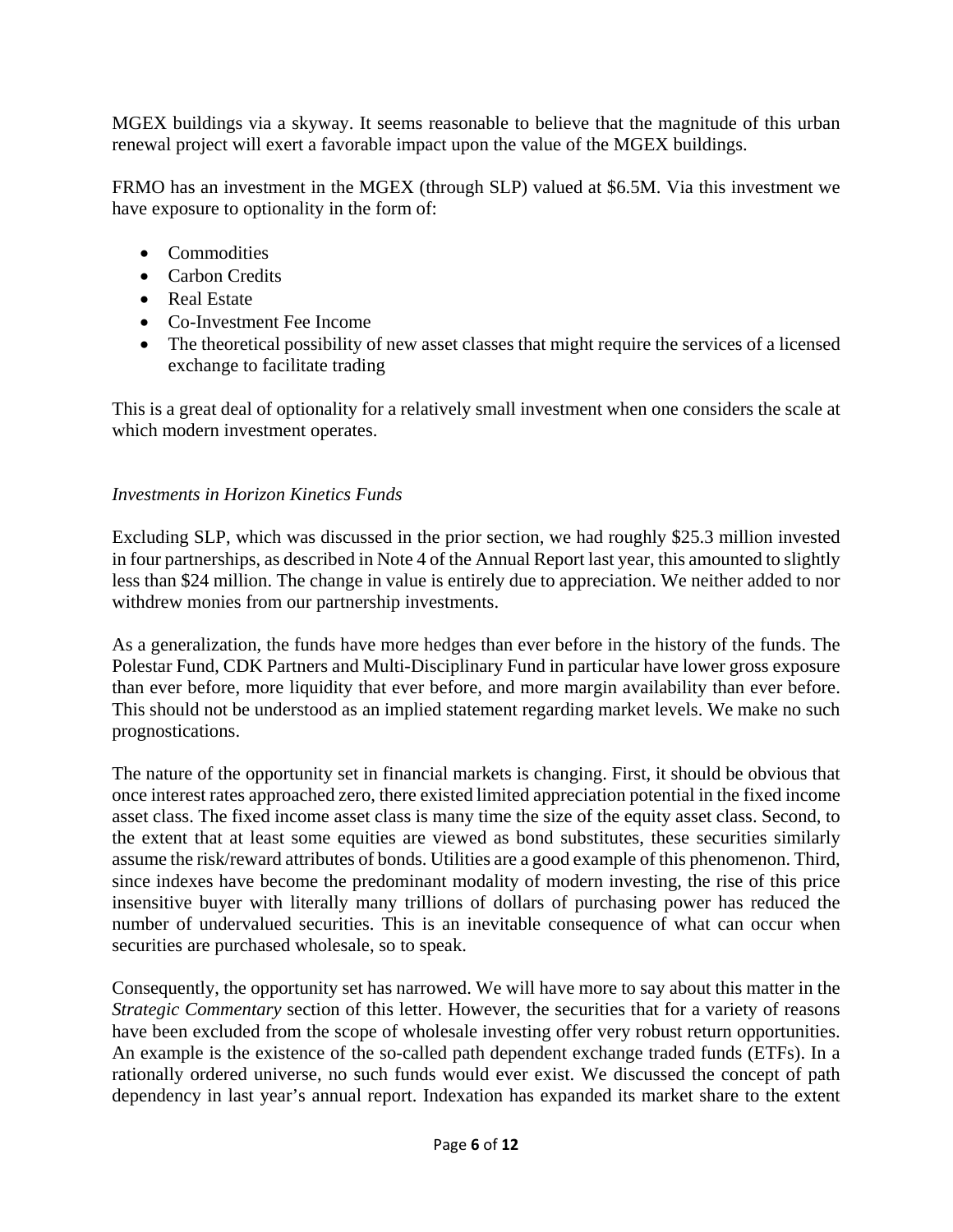MGEX buildings via a skyway. It seems reasonable to believe that the magnitude of this urban renewal project will exert a favorable impact upon the value of the MGEX buildings.

FRMO has an investment in the MGEX (through SLP) valued at $6.5M. Via this investment we have exposure to optionality in the form of:

- Commodities
- Carbon Credits
- Real Estate
- Co-Investment Fee Income
- The theoretical possibility of new asset classes that might require the services of a licensed exchange to facilitate trading

This is a great deal of optionality for a relatively small investment when one considers the scale at which modern investment operates.

*Investments in Horizon Kinetics Funds*

Excluding SLP, which was discussed in the prior section, we had roughly $25.3 million invested in four partnerships, as described in Note 4 of the Annual Report last year, this amounted to slightly less than $24 million. The change in value is entirely due to appreciation. We neither added to nor withdrew monies from our partnership investments.

As a generalization, the funds have more hedges than ever before in the history of the funds. The Polestar Fund, CDK Partners and Multi-Disciplinary Fund in particular have lower gross exposure than ever before, more liquidity that ever before, and more margin availability than ever before. This should not be understood as an implied statement regarding market levels. We make no such prognostications.

The nature of the opportunity set in financial markets is changing. First, it should be obvious that once interest rates approached zero, there existed limited appreciation potential in the fixed income asset class. The fixed income asset class is many time the size of the equity asset class. Second, to the extent that at least some equities are viewed as bond substitutes, these securities similarly assume the risk/reward attributes of bonds. Utilities are a good example of this phenomenon. Third, since indexes have become the predominant modality of modern investing, the rise of this price insensitive buyer with literally many trillions of dollars of purchasing power has reduced the number of undervalued securities. This is an inevitable consequence of what can occur when securities are purchased wholesale, so to speak.

Consequently, the opportunity set has narrowed. We will have more to say about this matter in the *Strategic Commentary* section of this letter. However, the securities that for a variety of reasons have been excluded from the scope of wholesale investing offer very robust return opportunities. An example is the existence of the so-called path dependent exchange traded funds (ETFs). In a rationally ordered universe, no such funds would ever exist. We discussed the concept of path dependency in last year's annual report. Indexation has expanded its market share to the extent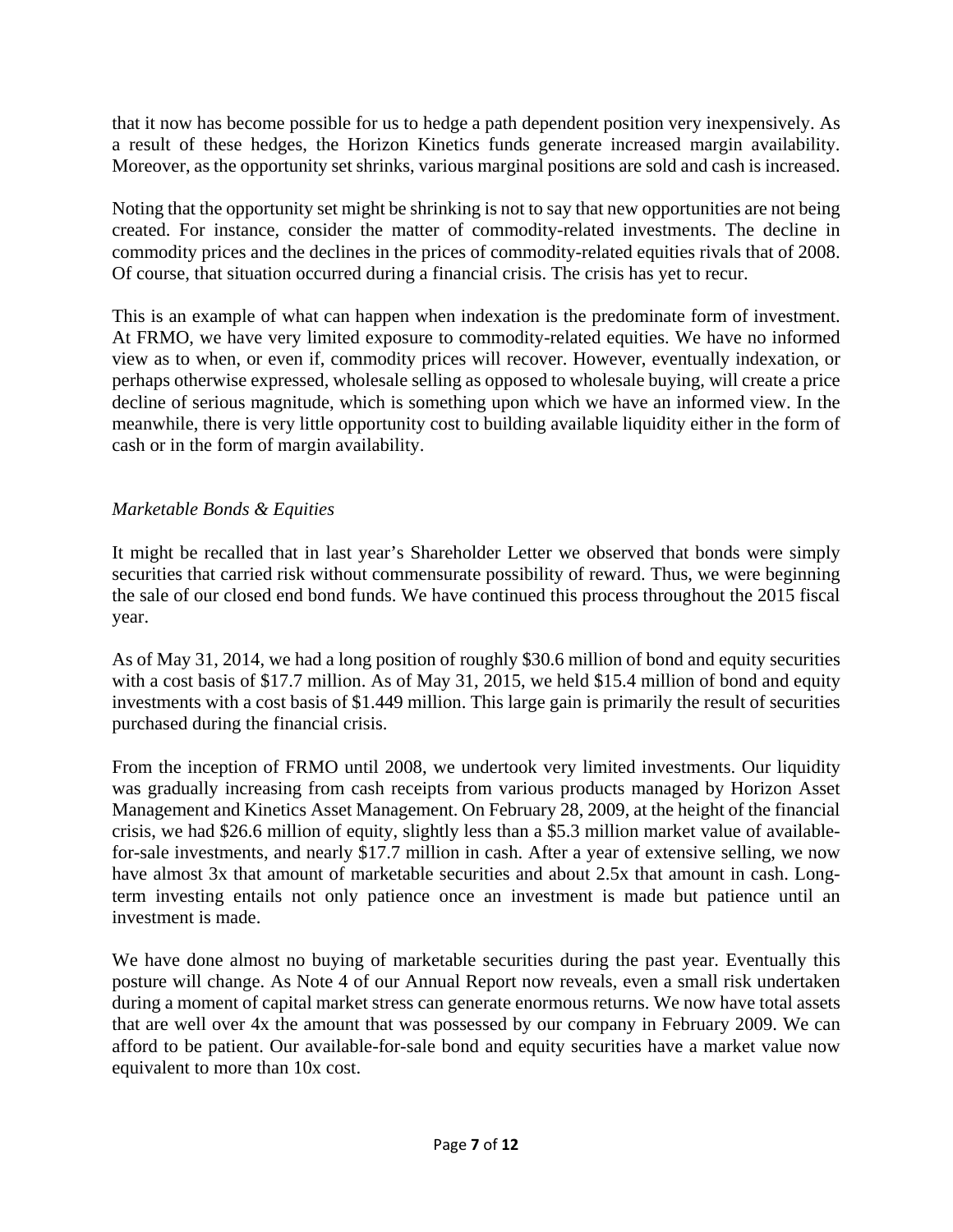that it now has become possible for us to hedge a path dependent position very inexpensively. As a result of these hedges, the Horizon Kinetics funds generate increased margin availability. Moreover, as the opportunity set shrinks, various marginal positions are sold and cash is increased.

Noting that the opportunity set might be shrinking is not to say that new opportunities are not being created. For instance, consider the matter of commodity-related investments. The decline in commodity prices and the declines in the prices of commodity-related equities rivals that of 2008. Of course, that situation occurred during a financial crisis. The crisis has yet to recur.

This is an example of what can happen when indexation is the predominate form of investment. At FRMO, we have very limited exposure to commodity-related equities. We have no informed view as to when, or even if, commodity prices will recover. However, eventually indexation, or perhaps otherwise expressed, wholesale selling as opposed to wholesale buying, will create a price decline of serious magnitude, which is something upon which we have an informed view. In the meanwhile, there is very little opportunity cost to building available liquidity either in the form of cash or in the form of margin availability.

*Marketable Bonds & Equities*

It might be recalled that in last year's Shareholder Letter we observed that bonds were simply securities that carried risk without commensurate possibility of reward. Thus, we were beginning the sale of our closed end bond funds. We have continued this process throughout the 2015 fiscal year.

As of May 31, 2014, we had a long position of roughly \$30.6 million of bond and equity securities with a cost basis of \$17.7 million. As of May 31, 2015, we held \$15.4 million of bond and equity investments with a cost basis of \$1.449 million. This large gain is primarily the result of securities purchased during the financial crisis.

From the inception of FRMO until 2008, we undertook very limited investments. Our liquidity was gradually increasing from cash receipts from various products managed by Horizon Asset Management and Kinetics Asset Management. On February 28, 2009, at the height of the financial crisis, we had \$26.6 million of equity, slightly less than a \$5.3 million market value of available-for-sale investments, and nearly \$17.7 million in cash. After a year of extensive selling, we now have almost 3x that amount of marketable securities and about 2.5x that amount in cash. Long-term investing entails not only patience once an investment is made but patience until an investment is made.

We have done almost no buying of marketable securities during the past year. Eventually this posture will change. As Note 4 of our Annual Report now reveals, even a small risk undertaken during a moment of capital market stress can generate enormous returns. We now have total assets that are well over 4x the amount that was possessed by our company in February 2009. We can afford to be patient. Our available-for-sale bond and equity securities have a market value now equivalent to more than 10x cost.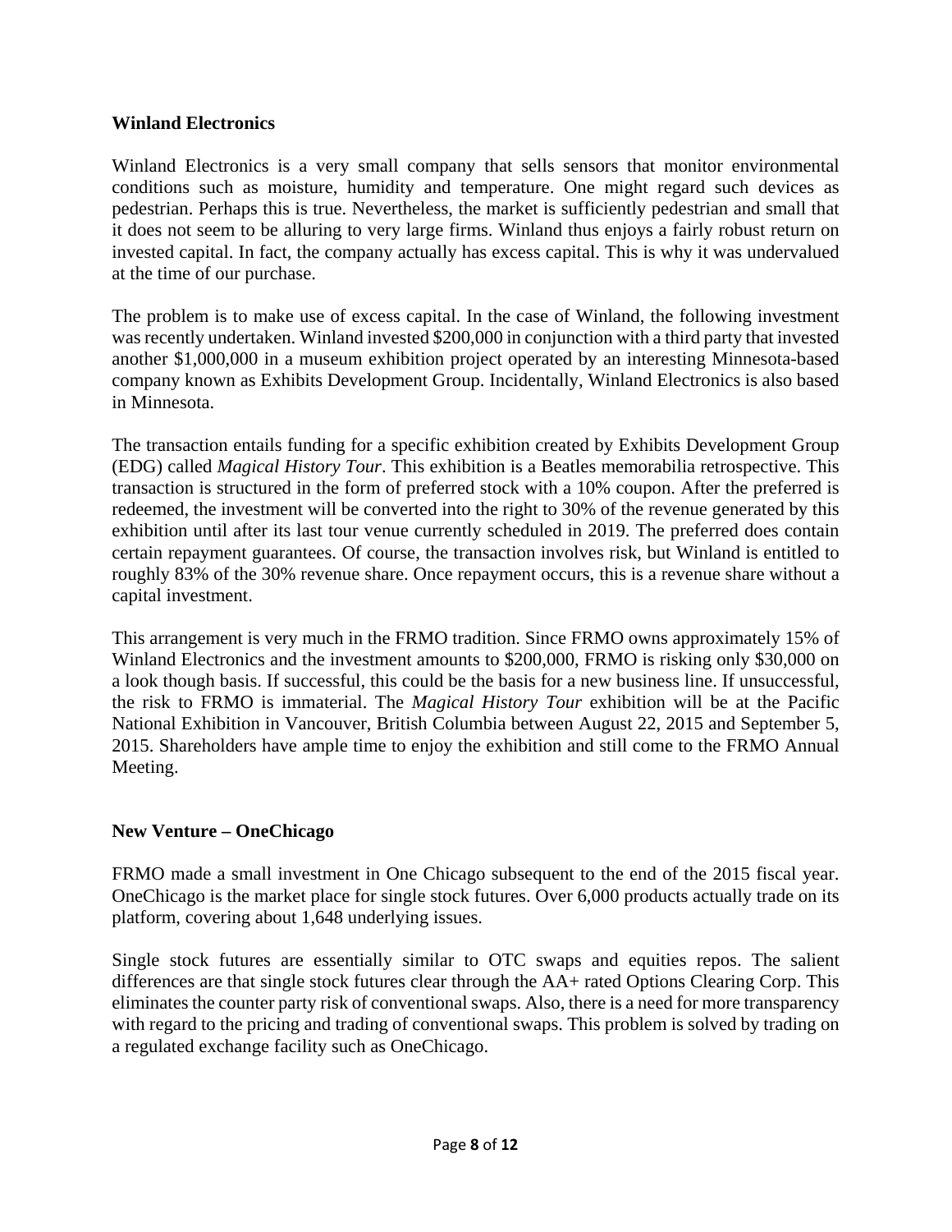**Winland Electronics**

Winland Electronics is a very small company that sells sensors that monitor environmental conditions such as moisture, humidity and temperature. One might regard such devices as pedestrian. Perhaps this is true. Nevertheless, the market is sufficiently pedestrian and small that it does not seem to be alluring to very large firms. Winland thus enjoys a fairly robust return on invested capital. In fact, the company actually has excess capital. This is why it was undervalued at the time of our purchase.

The problem is to make use of excess capital. In the case of Winland, the following investment was recently undertaken. Winland invested $200,000 in conjunction with a third party that invested another $1,000,000 in a museum exhibition project operated by an interesting Minnesota-based company known as Exhibits Development Group. Incidentally, Winland Electronics is also based in Minnesota.

The transaction entails funding for a specific exhibition created by Exhibits Development Group (EDG) called *Magical History Tour*. This exhibition is a Beatles memorabilia retrospective. This transaction is structured in the form of preferred stock with a 10% coupon. After the preferred is redeemed, the investment will be converted into the right to 30% of the revenue generated by this exhibition until after its last tour venue currently scheduled in 2019. The preferred does contain certain repayment guarantees. Of course, the transaction involves risk, but Winland is entitled to roughly 83% of the 30% revenue share. Once repayment occurs, this is a revenue share without a capital investment.

This arrangement is very much in the FRMO tradition. Since FRMO owns approximately 15% of Winland Electronics and the investment amounts to $200,000, FRMO is risking only $30,000 on a look though basis. If successful, this could be the basis for a new business line. If unsuccessful, the risk to FRMO is immaterial. The *Magical History Tour* exhibition will be at the Pacific National Exhibition in Vancouver, British Columbia between August 22, 2015 and September 5, 2015. Shareholders have ample time to enjoy the exhibition and still come to the FRMO Annual Meeting.

**New Venture – OneChicago**

FRMO made a small investment in One Chicago subsequent to the end of the 2015 fiscal year. OneChicago is the market place for single stock futures. Over 6,000 products actually trade on its platform, covering about 1,648 underlying issues.

Single stock futures are essentially similar to OTC swaps and equities repos. The salient differences are that single stock futures clear through the AA+ rated Options Clearing Corp. This eliminates the counter party risk of conventional swaps. Also, there is a need for more transparency with regard to the pricing and trading of conventional swaps. This problem is solved by trading on a regulated exchange facility such as OneChicago.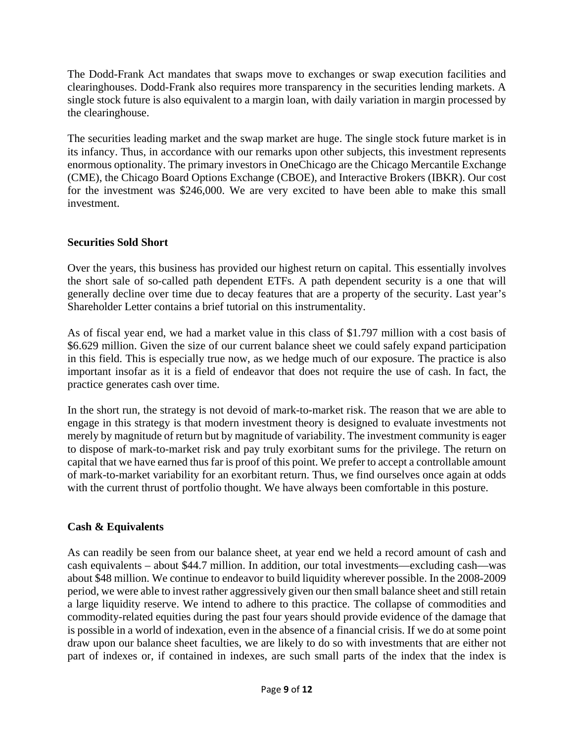The Dodd-Frank Act mandates that swaps move to exchanges or swap execution facilities and clearinghouses. Dodd-Frank also requires more transparency in the securities lending markets. A single stock future is also equivalent to a margin loan, with daily variation in margin processed by the clearinghouse.

The securities leading market and the swap market are huge. The single stock future market is in its infancy. Thus, in accordance with our remarks upon other subjects, this investment represents enormous optionality. The primary investors in OneChicago are the Chicago Mercantile Exchange (CME), the Chicago Board Options Exchange (CBOE), and Interactive Brokers (IBKR). Our cost for the investment was $246,000. We are very excited to have been able to make this small investment.

**Securities Sold Short**

Over the years, this business has provided our highest return on capital. This essentially involves the short sale of so-called path dependent ETFs. A path dependent security is a one that will generally decline over time due to decay features that are a property of the security. Last year's Shareholder Letter contains a brief tutorial on this instrumentality.

As of fiscal year end, we had a market value in this class of $1.797 million with a cost basis of $6.629 million. Given the size of our current balance sheet we could safely expand participation in this field. This is especially true now, as we hedge much of our exposure. The practice is also important insofar as it is a field of endeavor that does not require the use of cash. In fact, the practice generates cash over time.

In the short run, the strategy is not devoid of mark-to-market risk. The reason that we are able to engage in this strategy is that modern investment theory is designed to evaluate investments not merely by magnitude of return but by magnitude of variability. The investment community is eager to dispose of mark-to-market risk and pay truly exorbitant sums for the privilege. The return on capital that we have earned thus far is proof of this point. We prefer to accept a controllable amount of mark-to-market variability for an exorbitant return. Thus, we find ourselves once again at odds with the current thrust of portfolio thought. We have always been comfortable in this posture.

**Cash & Equivalents**

As can readily be seen from our balance sheet, at year end we held a record amount of cash and cash equivalents – about $44.7 million. In addition, our total investments—excluding cash—was about $48 million. We continue to endeavor to build liquidity wherever possible. In the 2008-2009 period, we were able to invest rather aggressively given our then small balance sheet and still retain a large liquidity reserve. We intend to adhere to this practice. The collapse of commodities and commodity-related equities during the past four years should provide evidence of the damage that is possible in a world of indexation, even in the absence of a financial crisis. If we do at some point draw upon our balance sheet faculties, we are likely to do so with investments that are either not part of indexes or, if contained in indexes, are such small parts of the index that the index is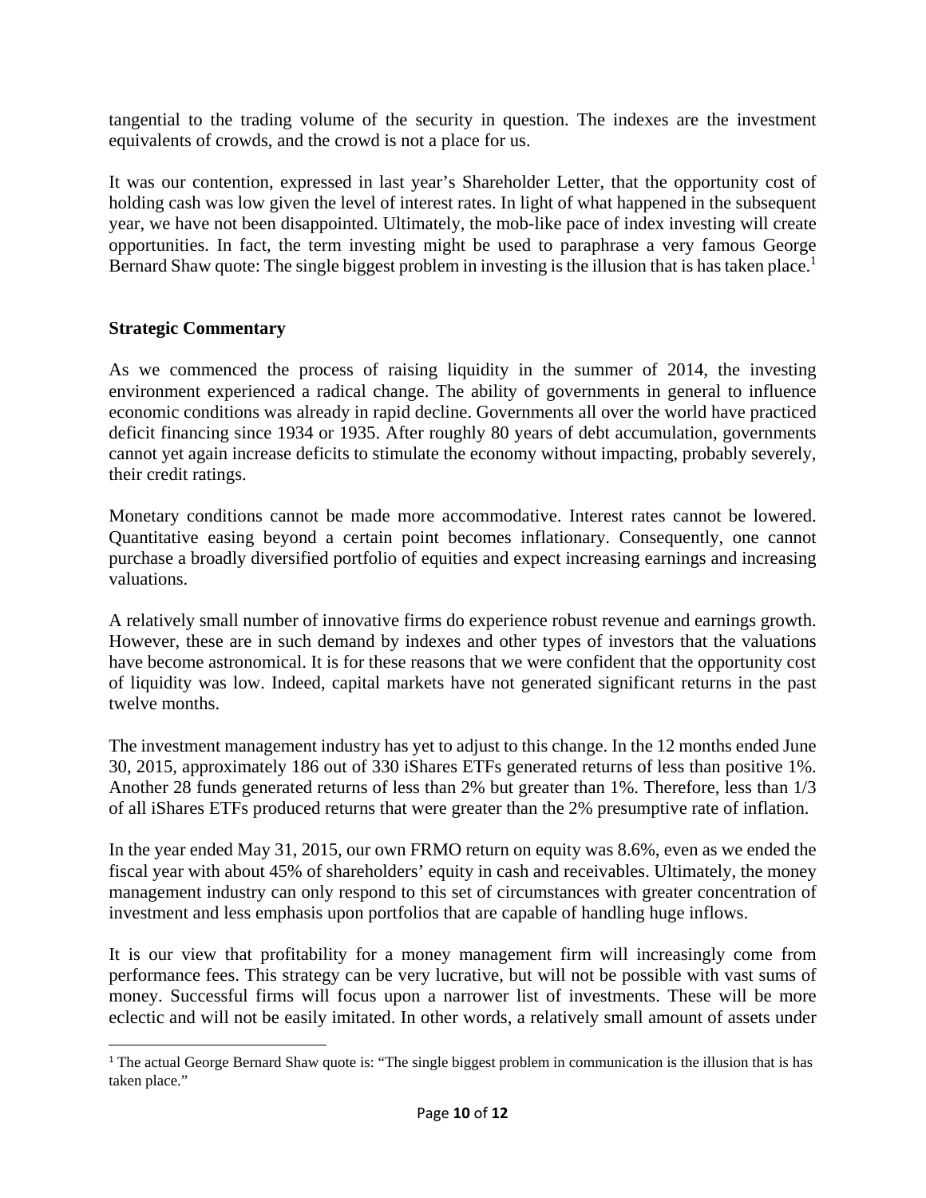tangential to the trading volume of the security in question. The indexes are the investment equivalents of crowds, and the crowd is not a place for us.

It was our contention, expressed in last year's Shareholder Letter, that the opportunity cost of holding cash was low given the level of interest rates. In light of what happened in the subsequent year, we have not been disappointed. Ultimately, the mob-like pace of index investing will create opportunities. In fact, the term investing might be used to paraphrase a very famous George Bernard Shaw quote: The single biggest problem in investing is the illusion that is has taken place.[1]

**Strategic Commentary**

As we commenced the process of raising liquidity in the summer of 2014, the investing environment experienced a radical change. The ability of governments in general to influence economic conditions was already in rapid decline. Governments all over the world have practiced deficit financing since 1934 or 1935. After roughly 80 years of debt accumulation, governments cannot yet again increase deficits to stimulate the economy without impacting, probably severely, their credit ratings.

Monetary conditions cannot be made more accommodative. Interest rates cannot be lowered. Quantitative easing beyond a certain point becomes inflationary. Consequently, one cannot purchase a broadly diversified portfolio of equities and expect increasing earnings and increasing valuations.

A relatively small number of innovative firms do experience robust revenue and earnings growth. However, these are in such demand by indexes and other types of investors that the valuations have become astronomical. It is for these reasons that we were confident that the opportunity cost of liquidity was low. Indeed, capital markets have not generated significant returns in the past twelve months.

The investment management industry has yet to adjust to this change. In the 12 months ended June 30, 2015, approximately 186 out of 330 iShares ETFs generated returns of less than positive 1%. Another 28 funds generated returns of less than 2% but greater than 1%. Therefore, less than 1/3 of all iShares ETFs produced returns that were greater than the 2% presumptive rate of inflation.

In the year ended May 31, 2015, our own FRMO return on equity was 8.6%, even as we ended the fiscal year with about 45% of shareholders' equity in cash and receivables. Ultimately, the money management industry can only respond to this set of circumstances with greater concentration of investment and less emphasis upon portfolios that are capable of handling huge inflows.

It is our view that profitability for a money management firm will increasingly come from performance fees. This strategy can be very lucrative, but will not be possible with vast sums of money. Successful firms will focus upon a narrower list of investments. These will be more eclectic and will not be easily imitated. In other words, a relatively small amount of assets under

---

[1] The actual George Bernard Shaw quote is: "The single biggest problem in communication is the illusion that is has taken place."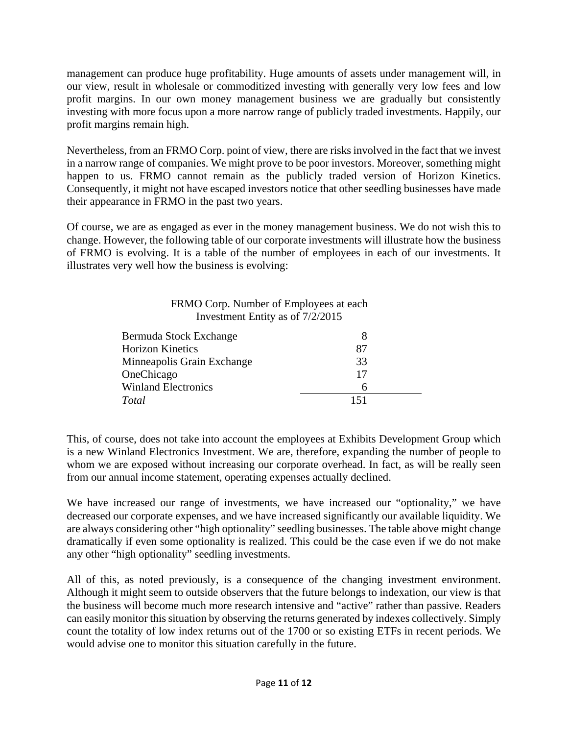management can produce huge profitability. Huge amounts of assets under management will, in our view, result in wholesale or commoditized investing with generally very low fees and low profit margins. In our own money management business we are gradually but consistently investing with more focus upon a more narrow range of publicly traded investments. Happily, our profit margins remain high.

Nevertheless, from an FRMO Corp. point of view, there are risks involved in the fact that we invest in a narrow range of companies. We might prove to be poor investors. Moreover, something might happen to us. FRMO cannot remain as the publicly traded version of Horizon Kinetics. Consequently, it might not have escaped investors notice that other seedling businesses have made their appearance in FRMO in the past two years.

Of course, we are as engaged as ever in the money management business. We do not wish this to change. However, the following table of our corporate investments will illustrate how the business of FRMO is evolving. It is a table of the number of employees in each of our investments. It illustrates very well how the business is evolving:

FRMO Corp. Number of Employees at each Investment Entity as of 7/2/2015

| | |
|---|---|
| Bermuda Stock Exchange | 8 |
| Horizon Kinetics | 87 |
| Minneapolis Grain Exchange | 33 |
| OneChicago | 17 |
| Winland Electronics | 6 |
| *Total* | 151 |

This, of course, does not take into account the employees at Exhibits Development Group which is a new Winland Electronics Investment. We are, therefore, expanding the number of people to whom we are exposed without increasing our corporate overhead. In fact, as will be really seen from our annual income statement, operating expenses actually declined.

We have increased our range of investments, we have increased our "optionality," we have decreased our corporate expenses, and we have increased significantly our available liquidity. We are always considering other "high optionality" seedling businesses. The table above might change dramatically if even some optionality is realized. This could be the case even if we do not make any other "high optionality" seedling investments.

All of this, as noted previously, is a consequence of the changing investment environment. Although it might seem to outside observers that the future belongs to indexation, our view is that the business will become much more research intensive and "active" rather than passive. Readers can easily monitor this situation by observing the returns generated by indexes collectively. Simply count the totality of low index returns out of the 1700 or so existing ETFs in recent periods. We would advise one to monitor this situation carefully in the future.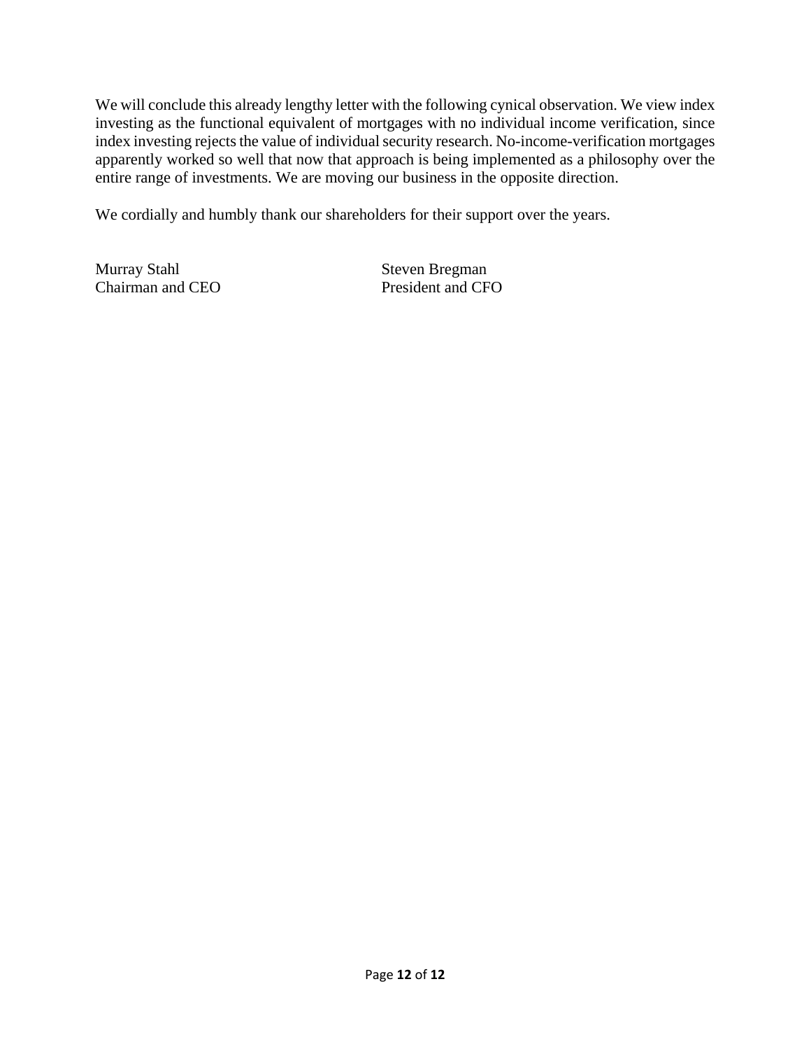We will conclude this already lengthy letter with the following cynical observation. We view index investing as the functional equivalent of mortgages with no individual income verification, since index investing rejects the value of individual security research. No-income-verification mortgages apparently worked so well that now that approach is being implemented as a philosophy over the entire range of investments. We are moving our business in the opposite direction.

We cordially and humbly thank our shareholders for their support over the years.

| | |
|---|---|
| Murray Stahl | Steven Bregman |
| Chairman and CEO | President and CFO |